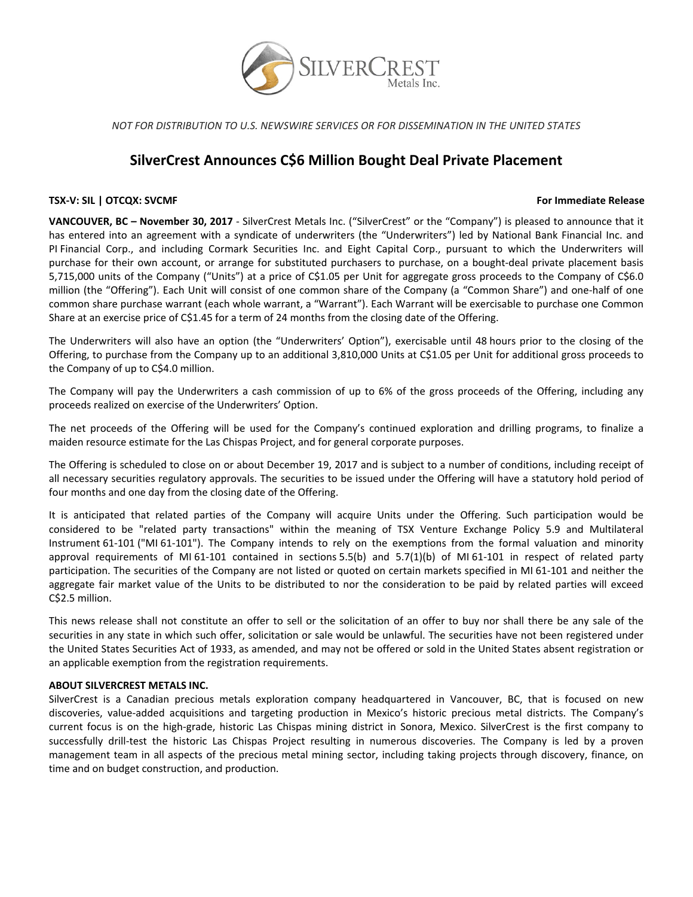*NOT FOR DISTRIBUTION TO U.S. NEWSWIRE SERVICES OR FOR DISSEMINATION IN THE UNITED STATES*

# SilverCrest Announces C$6 Million Bought Deal Private Placement

**TSX-V: SIL | OTCQX: SVCMF** **For Immediate Release**

**VANCOUVER, BC – November 30, 2017** - SilverCrest Metals Inc. ("SilverCrest" or the "Company") is pleased to announce that it has entered into an agreement with a syndicate of underwriters (the "Underwriters") led by National Bank Financial Inc. and PI Financial Corp., and including Cormark Securities Inc. and Eight Capital Corp., pursuant to which the Underwriters will purchase for their own account, or arrange for substituted purchasers to purchase, on a bought-deal private placement basis 5,715,000 units of the Company ("Units") at a price of C$1.05 per Unit for aggregate gross proceeds to the Company of C$6.0 million (the "Offering"). Each Unit will consist of one common share of the Company (a "Common Share") and one-half of one common share purchase warrant (each whole warrant, a "Warrant"). Each Warrant will be exercisable to purchase one Common Share at an exercise price of C$1.45 for a term of 24 months from the closing date of the Offering.

The Underwriters will also have an option (the "Underwriters' Option"), exercisable until 48 hours prior to the closing of the Offering, to purchase from the Company up to an additional 3,810,000 Units at C$1.05 per Unit for additional gross proceeds to the Company of up to C$4.0 million.

The Company will pay the Underwriters a cash commission of up to 6% of the gross proceeds of the Offering, including any proceeds realized on exercise of the Underwriters' Option.

The net proceeds of the Offering will be used for the Company's continued exploration and drilling programs, to finalize a maiden resource estimate for the Las Chispas Project, and for general corporate purposes.

The Offering is scheduled to close on or about December 19, 2017 and is subject to a number of conditions, including receipt of all necessary securities regulatory approvals. The securities to be issued under the Offering will have a statutory hold period of four months and one day from the closing date of the Offering.

It is anticipated that related parties of the Company will acquire Units under the Offering. Such participation would be considered to be "related party transactions" within the meaning of TSX Venture Exchange Policy 5.9 and Multilateral Instrument 61-101 ("MI 61-101"). The Company intends to rely on the exemptions from the formal valuation and minority approval requirements of MI 61-101 contained in sections 5.5(b) and 5.7(1)(b) of MI 61-101 in respect of related party participation. The securities of the Company are not listed or quoted on certain markets specified in MI 61-101 and neither the aggregate fair market value of the Units to be distributed to nor the consideration to be paid by related parties will exceed C$2.5 million.

This news release shall not constitute an offer to sell or the solicitation of an offer to buy nor shall there be any sale of the securities in any state in which such offer, solicitation or sale would be unlawful. The securities have not been registered under the United States Securities Act of 1933, as amended, and may not be offered or sold in the United States absent registration or an applicable exemption from the registration requirements.

**ABOUT SILVERCREST METALS INC.**

SilverCrest is a Canadian precious metals exploration company headquartered in Vancouver, BC, that is focused on new discoveries, value-added acquisitions and targeting production in Mexico's historic precious metal districts. The Company's current focus is on the high-grade, historic Las Chispas mining district in Sonora, Mexico. SilverCrest is the first company to successfully drill-test the historic Las Chispas Project resulting in numerous discoveries. The Company is led by a proven management team in all aspects of the precious metal mining sector, including taking projects through discovery, finance, on time and on budget construction, and production.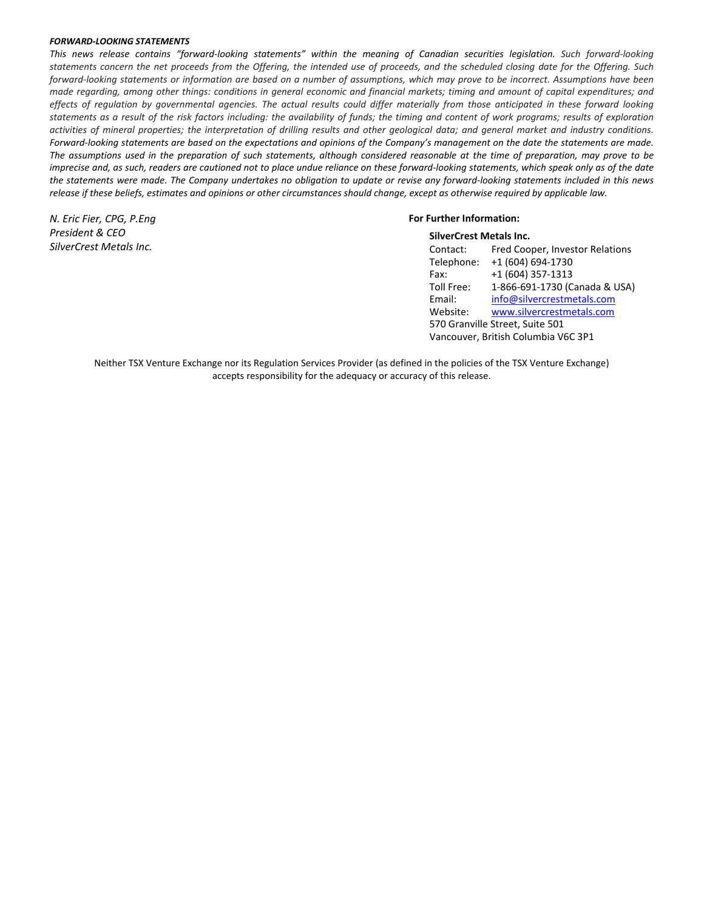***FORWARD-LOOKING STATEMENTS***

*This news release contains "forward-looking statements" within the meaning of Canadian securities legislation. Such forward-looking statements concern the net proceeds from the Offering, the intended use of proceeds, and the scheduled closing date for the Offering. Such forward-looking statements or information are based on a number of assumptions, which may prove to be incorrect. Assumptions have been made regarding, among other things: conditions in general economic and financial markets; timing and amount of capital expenditures; and effects of regulation by governmental agencies. The actual results could differ materially from those anticipated in these forward looking statements as a result of the risk factors including: the availability of funds; the timing and content of work programs; results of exploration activities of mineral properties; the interpretation of drilling results and other geological data; and general market and industry conditions. Forward-looking statements are based on the expectations and opinions of the Company's management on the date the statements are made. The assumptions used in the preparation of such statements, although considered reasonable at the time of preparation, may prove to be imprecise and, as such, readers are cautioned not to place undue reliance on these forward-looking statements, which speak only as of the date the statements were made. The Company undertakes no obligation to update or revise any forward-looking statements included in this news release if these beliefs, estimates and opinions or other circumstances should change, except as otherwise required by applicable law.*

*N. Eric Fier, CPG, P.Eng*
*President & CEO*
*SilverCrest Metals Inc.*

**For Further Information:**

**SilverCrest Metals Inc.**

| | |
|---|---|
| Contact: | Fred Cooper, Investor Relations |
| Telephone: | +1 (604) 694-1730 |
| Fax: | +1 (604) 357-1313 |
| Toll Free: | 1-866-691-1730 (Canada & USA) |
| Email: | info@silvercrestmetals.com |
| Website: | www.silvercrestmetals.com |

570 Granville Street, Suite 501
Vancouver, British Columbia V6C 3P1

Neither TSX Venture Exchange nor its Regulation Services Provider (as defined in the policies of the TSX Venture Exchange) accepts responsibility for the adequacy or accuracy of this release.